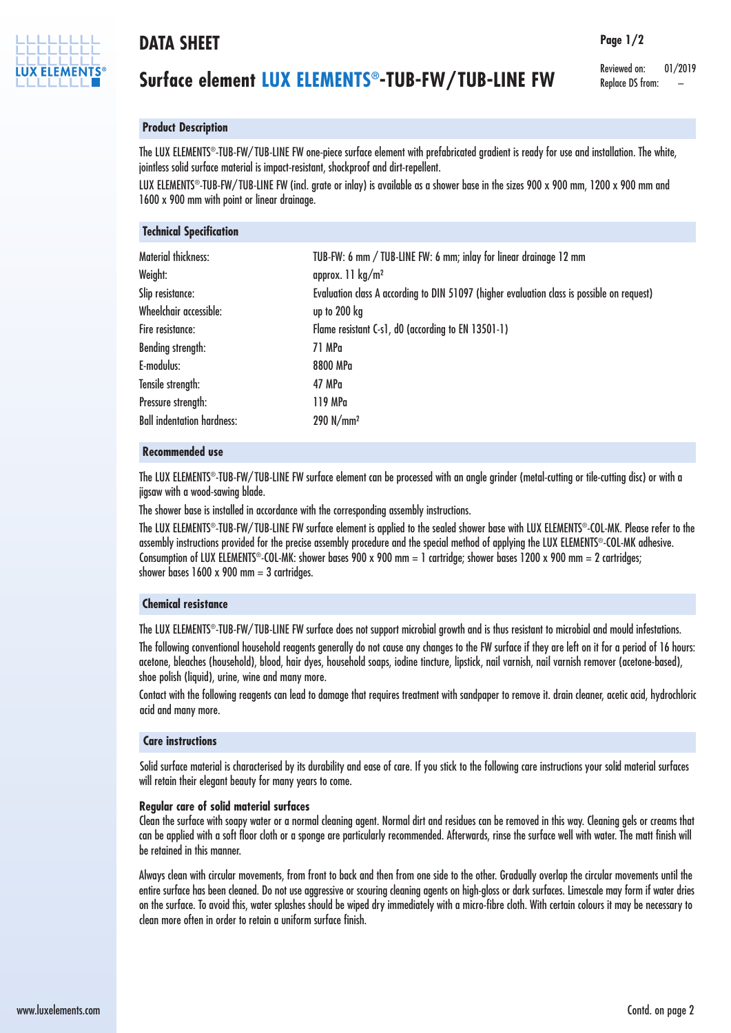# DATA SHEET

## Surface element LUX ELEMENTS®-TUB-FW/TUB-LINE FW

Reviewed on: 01/2019
Replace DS from: –

### Product Description

The LUX ELEMENTS®-TUB-FW/TUB-LINE FW one-piece surface element with prefabricated gradient is ready for use and installation. The white, jointless solid surface material is impact-resistant, shockproof and dirt-repellent.

LUX ELEMENTS®-TUB-FW/TUB-LINE FW (incl. grate or inlay) is available as a shower base in the sizes 900 x 900 mm, 1200 x 900 mm and 1600 x 900 mm with point or linear drainage.

### Technical Specification

| | |
|---|---|
| Material thickness: | TUB-FW: 6 mm / TUB-LINE FW: 6 mm; inlay for linear drainage 12 mm |
| Weight: | approx. 11 kg/m² |
| Slip resistance: | Evaluation class A according to DIN 51097 (higher evaluation class is possible on request) |
| Wheelchair accessible: | up to 200 kg |
| Fire resistance: | Flame resistant C-s1, d0 (according to EN 13501-1) |
| Bending strength: | 71 MPa |
| E-modulus: | 8800 MPa |
| Tensile strength: | 47 MPa |
| Pressure strength: | 119 MPa |
| Ball indentation hardness: | 290 N/mm² |

### Recommended use

The LUX ELEMENTS®-TUB-FW/TUB-LINE FW surface element can be processed with an angle grinder (metal-cutting or tile-cutting disc) or with a jigsaw with a wood-sawing blade.

The shower base is installed in accordance with the corresponding assembly instructions.

The LUX ELEMENTS®-TUB-FW/TUB-LINE FW surface element is applied to the sealed shower base with LUX ELEMENTS®-COL-MK. Please refer to the assembly instructions provided for the precise assembly procedure and the special method of applying the LUX ELEMENTS®-COL-MK adhesive. Consumption of LUX ELEMENTS®-COL-MK: shower bases 900 x 900 mm = 1 cartridge; shower bases 1200 x 900 mm = 2 cartridges; shower bases 1600 x 900 mm = 3 cartridges.

### Chemical resistance

The LUX ELEMENTS®-TUB-FW/TUB-LINE FW surface does not support microbial growth and is thus resistant to microbial and mould infestations.

The following conventional household reagents generally do not cause any changes to the FW surface if they are left on it for a period of 16 hours: acetone, bleaches (household), blood, hair dyes, household soaps, iodine tincture, lipstick, nail varnish, nail varnish remover (acetone-based), shoe polish (liquid), urine, wine and many more.

Contact with the following reagents can lead to damage that requires treatment with sandpaper to remove it. drain cleaner, acetic acid, hydrochloric acid and many more.

### Care instructions

Solid surface material is characterised by its durability and ease of care. If you stick to the following care instructions your solid material surfaces will retain their elegant beauty for many years to come.

**Regular care of solid material surfaces**

Clean the surface with soapy water or a normal cleaning agent. Normal dirt and residues can be removed in this way. Cleaning gels or creams that can be applied with a soft floor cloth or a sponge are particularly recommended. Afterwards, rinse the surface well with water. The matt finish will be retained in this manner.

Always clean with circular movements, from front to back and then from one side to the other. Gradually overlap the circular movements until the entire surface has been cleaned. Do not use aggressive or scouring cleaning agents on high-gloss or dark surfaces. Limescale may form if water dries on the surface. To avoid this, water splashes should be wiped dry immediately with a micro-fibre cloth. With certain colours it may be necessary to clean more often in order to retain a uniform surface finish.

Contd. on page 2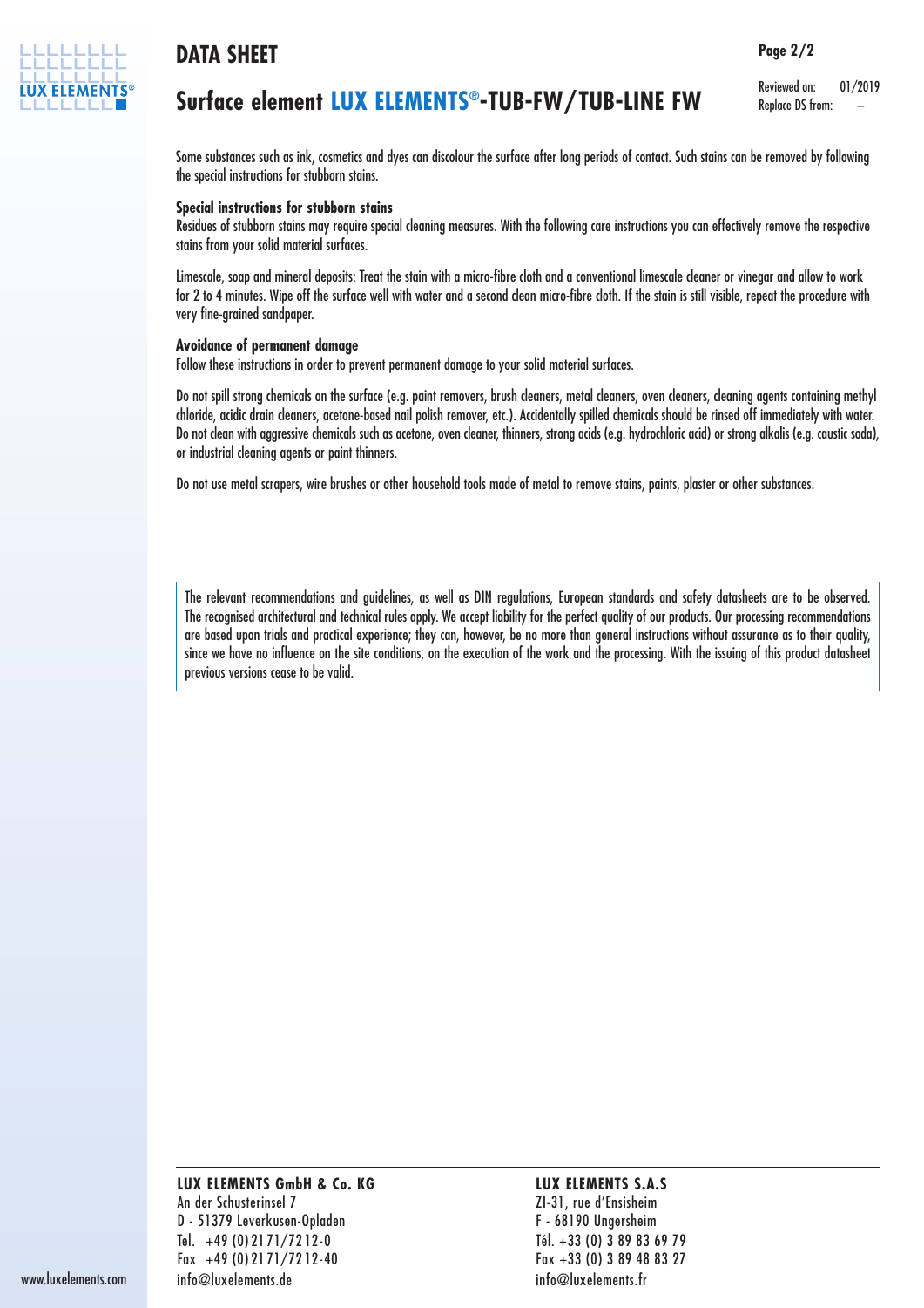Some substances such as ink, cosmetics and dyes can discolour the surface after long periods of contact. Such stains can be removed by following the special instructions for stubborn stains.

**Special instructions for stubborn stains**

Residues of stubborn stains may require special cleaning measures. With the following care instructions you can effectively remove the respective stains from your solid material surfaces.

Limescale, soap and mineral deposits: Treat the stain with a micro-fibre cloth and a conventional limescale cleaner or vinegar and allow to work for 2 to 4 minutes. Wipe off the surface well with water and a second clean micro-fibre cloth. If the stain is still visible, repeat the procedure with very fine-grained sandpaper.

**Avoidance of permanent damage**

Follow these instructions in order to prevent permanent damage to your solid material surfaces.

Do not spill strong chemicals on the surface (e.g. paint removers, brush cleaners, metal cleaners, oven cleaners, cleaning agents containing methyl chloride, acidic drain cleaners, acetone-based nail polish remover, etc.). Accidentally spilled chemicals should be rinsed off immediately with water. Do not clean with aggressive chemicals such as acetone, oven cleaner, thinners, strong acids (e.g. hydrochloric acid) or strong alkalis (e.g. caustic soda), or industrial cleaning agents or paint thinners.

Do not use metal scrapers, wire brushes or other household tools made of metal to remove stains, paints, plaster or other substances.

The relevant recommendations and guidelines, as well as DIN regulations, European standards and safety datasheets are to be observed. The recognised architectural and technical rules apply. We accept liability for the perfect quality of our products. Our processing recommendations are based upon trials and practical experience; they can, however, be no more than general instructions without assurance as to their quality, since we have no influence on the site conditions, on the execution of the work and the processing. With the issuing of this product datasheet previous versions cease to be valid.

**LUX ELEMENTS GmbH & Co. KG**
An der Schusterinsel 7
D - 51379 Leverkusen-Opladen
Tel. +49 (0) 21 71/72 12-0
Fax +49 (0) 21 71/72 12-40
info@luxelements.de

**LUX ELEMENTS S.A.S**
ZI-31, rue d'Ensisheim
F - 68190 Ungersheim
Tél. +33 (0) 3 89 83 69 79
Fax +33 (0) 3 89 48 83 27
info@luxelements.fr

www.luxelements.com